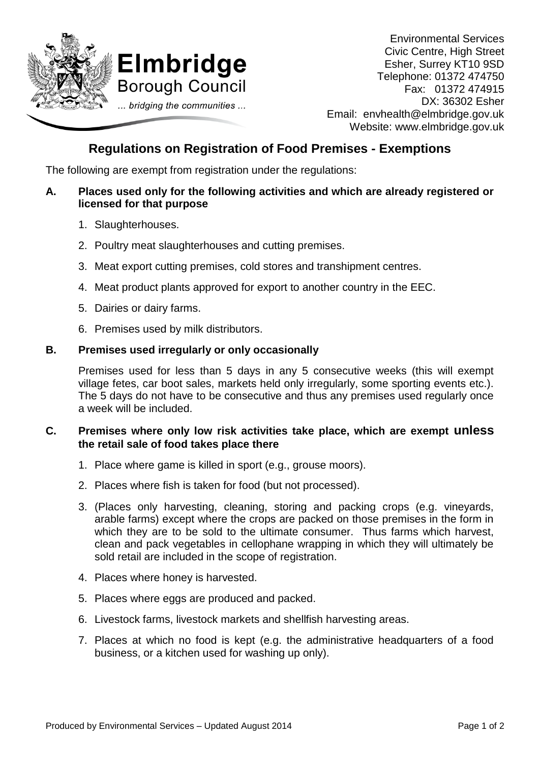**Elmbridge**
Borough Council
*... bridging the communities ...*

Environmental Services
Civic Centre, High Street
Esher, Surrey KT10 9SD
Telephone: 01372 474750
Fax: 01372 474915
DX: 36302 Esher
Email: envhealth@elmbridge.gov.uk
Website: www.elmbridge.gov.uk

# Regulations on Registration of Food Premises - Exemptions

The following are exempt from registration under the regulations:

### A. Places used only for the following activities and which are already registered or licensed for that purpose

1. Slaughterhouses.
2. Poultry meat slaughterhouses and cutting premises.
3. Meat export cutting premises, cold stores and transhipment centres.
4. Meat product plants approved for export to another country in the EEC.
5. Dairies or dairy farms.
6. Premises used by milk distributors.

### B. Premises used irregularly or only occasionally

Premises used for less than 5 days in any 5 consecutive weeks (this will exempt village fetes, car boot sales, markets held only irregularly, some sporting events etc.). The 5 days do not have to be consecutive and thus any premises used regularly once a week will be included.

### C. Premises where only low risk activities take place, which are exempt **unless** the retail sale of food takes place there

1. Place where game is killed in sport (e.g., grouse moors).
2. Places where fish is taken for food (but not processed).
3. (Places only harvesting, cleaning, storing and packing crops (e.g. vineyards, arable farms) except where the crops are packed on those premises in the form in which they are to be sold to the ultimate consumer. Thus farms which harvest, clean and pack vegetables in cellophane wrapping in which they will ultimately be sold retail are included in the scope of registration.
4. Places where honey is harvested.
5. Places where eggs are produced and packed.
6. Livestock farms, livestock markets and shellfish harvesting areas.
7. Places at which no food is kept (e.g. the administrative headquarters of a food business, or a kitchen used for washing up only).

Produced by Environmental Services – Updated August 2014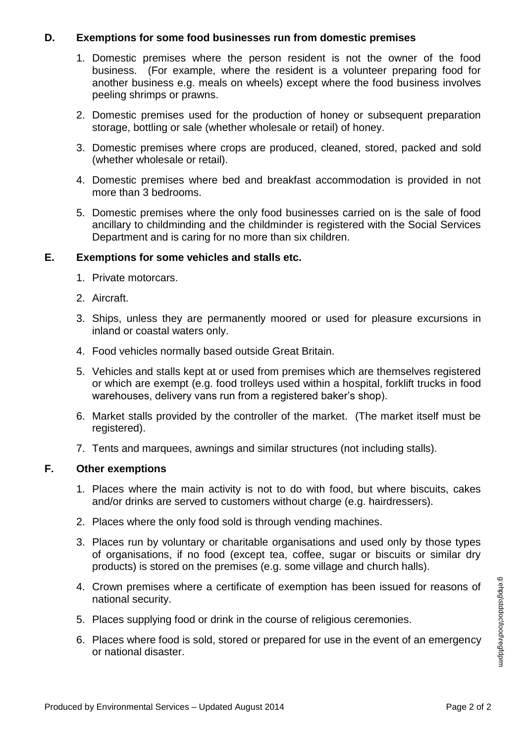## D. Exemptions for some food businesses run from domestic premises

1. Domestic premises where the person resident is not the owner of the food business. (For example, where the resident is a volunteer preparing food for another business e.g. meals on wheels) except where the food business involves peeling shrimps or prawns.
2. Domestic premises used for the production of honey or subsequent preparation storage, bottling or sale (whether wholesale or retail) of honey.
3. Domestic premises where crops are produced, cleaned, stored, packed and sold (whether wholesale or retail).
4. Domestic premises where bed and breakfast accommodation is provided in not more than 3 bedrooms.
5. Domestic premises where the only food businesses carried on is the sale of food ancillary to childminding and the childminder is registered with the Social Services Department and is caring for no more than six children.

## E. Exemptions for some vehicles and stalls etc.

1. Private motorcars.
2. Aircraft.
3. Ships, unless they are permanently moored or used for pleasure excursions in inland or coastal waters only.
4. Food vehicles normally based outside Great Britain.
5. Vehicles and stalls kept at or used from premises which are themselves registered or which are exempt (e.g. food trolleys used within a hospital, forklift trucks in food warehouses, delivery vans run from a registered baker's shop).
6. Market stalls provided by the controller of the market. (The market itself must be registered).
7. Tents and marquees, awnings and similar structures (not including stalls).

## F. Other exemptions

1. Places where the main activity is not to do with food, but where biscuits, cakes and/or drinks are served to customers without charge (e.g. hairdressers).
2. Places where the only food sold is through vending machines.
3. Places run by voluntary or charitable organisations and used only by those types of organisations, if no food (except tea, coffee, sugar or biscuits or similar dry products) is stored on the premises (e.g. some village and church halls).
4. Crown premises where a certificate of exemption has been issued for reasons of national security.
5. Places supplying food or drink in the course of religious ceremonies.
6. Places where food is sold, stored or prepared for use in the event of an emergency or national disaster.